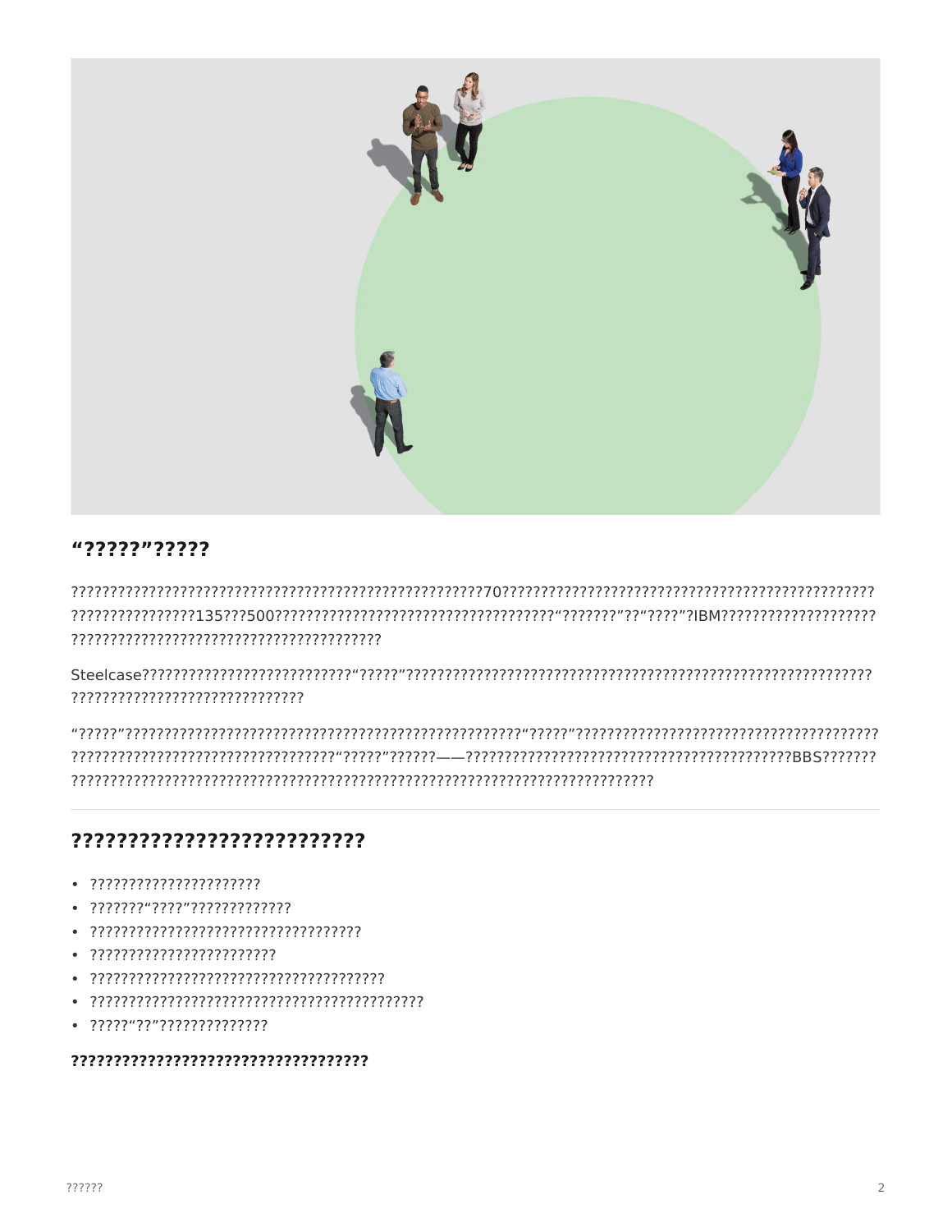## “?????”?????

??????????????????????????????????????????????????????70??????????????????????????????????????????????????????????????135???500?????????????????????????????????????“???????”??“????”?IBM??????????????????????????????????????????????????????????????????????

Steelcase????????????????????????????“?????”????????????????????????????????????????????????????????????????????????????????????????????????????

“?????”??????????????????????????????????????????????????????“?????”????????????????????????????????????????????????????????????????????????????????????????“?????”??????——?????????????????????????????????????????????BBS????????????????????????????????????????????????????????????????????????????????????????

## ??????????????????????????

- ??????????????????????
- ???????“????”?????????????
- ???????????????????????????????????
- ????????????????????????
- ???????????????????????????????????????
- ????????????????????????????????????????????
- ?????“??”??????????????

**??????????????????????????????????**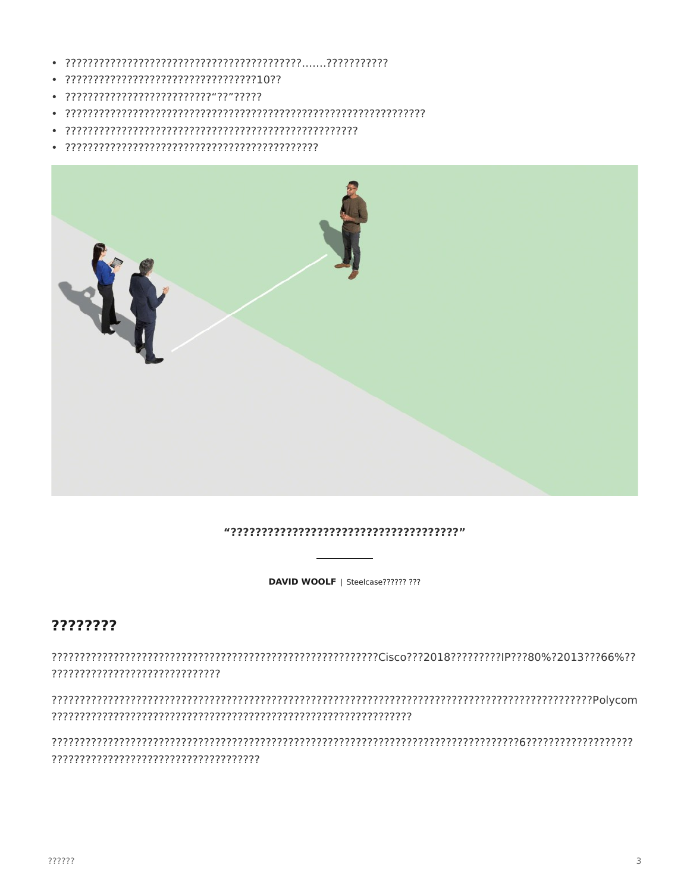- ??????????????????????????????????????????.......???????????
- ??????????????????????????????????10??
- ?????????????????????????“??”?????
- ?????????????????????????????????????????????????????????????????
- ???????????????????????????????????????????????????
- ????????????????????????????????????????????

**“?????????????????????????????????????”**

**DAVID WOOLF** | Steelcase?????? ???

## ????????

???????????????????????????????????????????????????????????Cisco???2018?????????IP???80%?2013???66%?? ??????????????????????????????

?????????????????????????????????????????????????????????????????????????????????????????????Polycom ??????????????????????????????????????????????????????????????

??????????????????????????????????????????????????????????????????????????????6??????????????????? ?????????????????????????????????????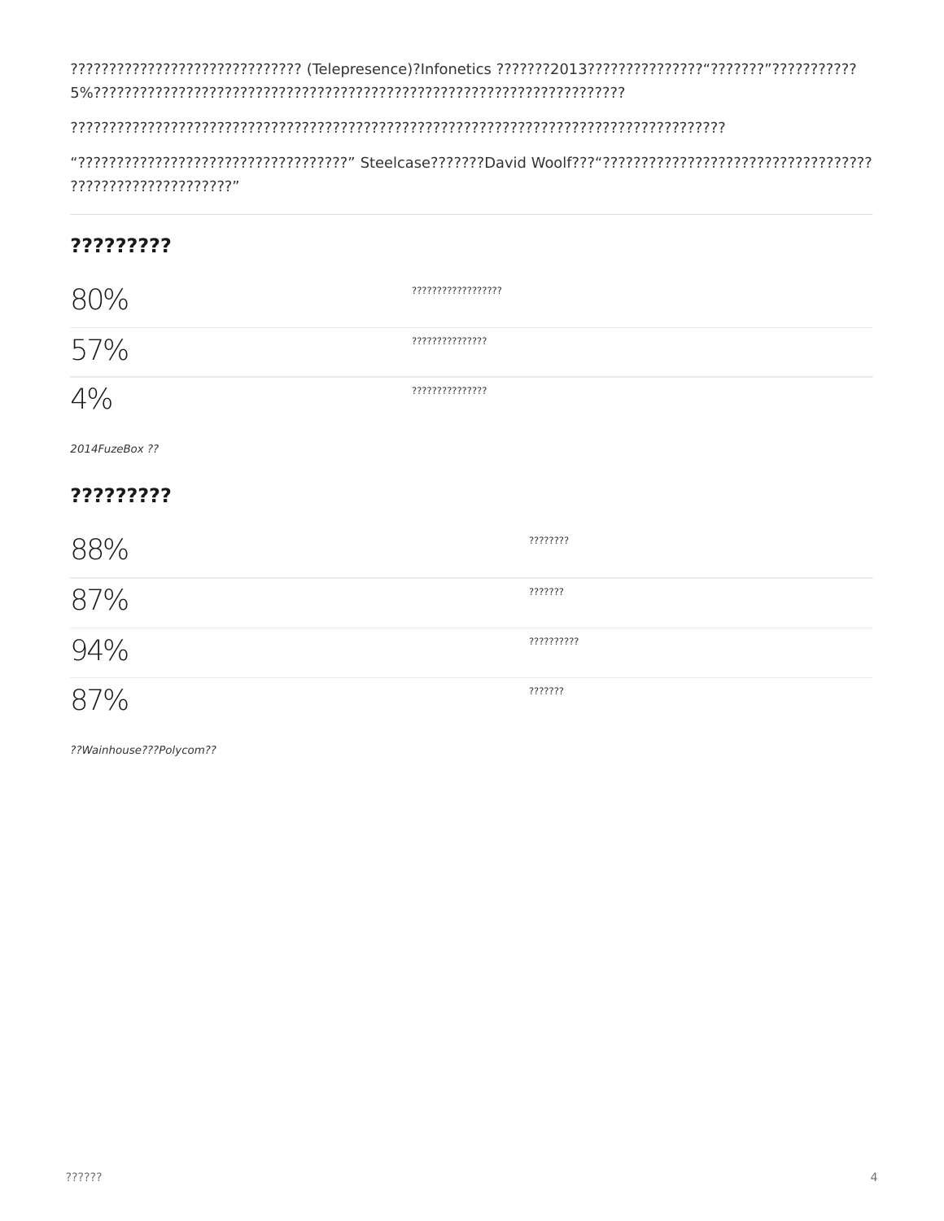?????????????????????????????? (Telepresence)?Infonetics ???????2013???????????????“???????”??????????? 5%??????????????????????????????????????????????????????????????????

?????????????????????????????????????????????????????????????????????????????????

“???????????????????????????????????” Steelcase???????David Woolf???“???????????????????????????????????? ????????????????????”

## ?????????

| | |
|---|---|
| 80% | ?????????????????? |
| 57% | ??????????????? |
| 4% | ??????????????? |

*2014FuzeBox ??*

## ?????????

| | |
|---|---|
| 88% | ???????? |
| 87% | ??????? |
| 94% | ?????????? |
| 87% | ??????? |

*??Wainhouse???Polycom??*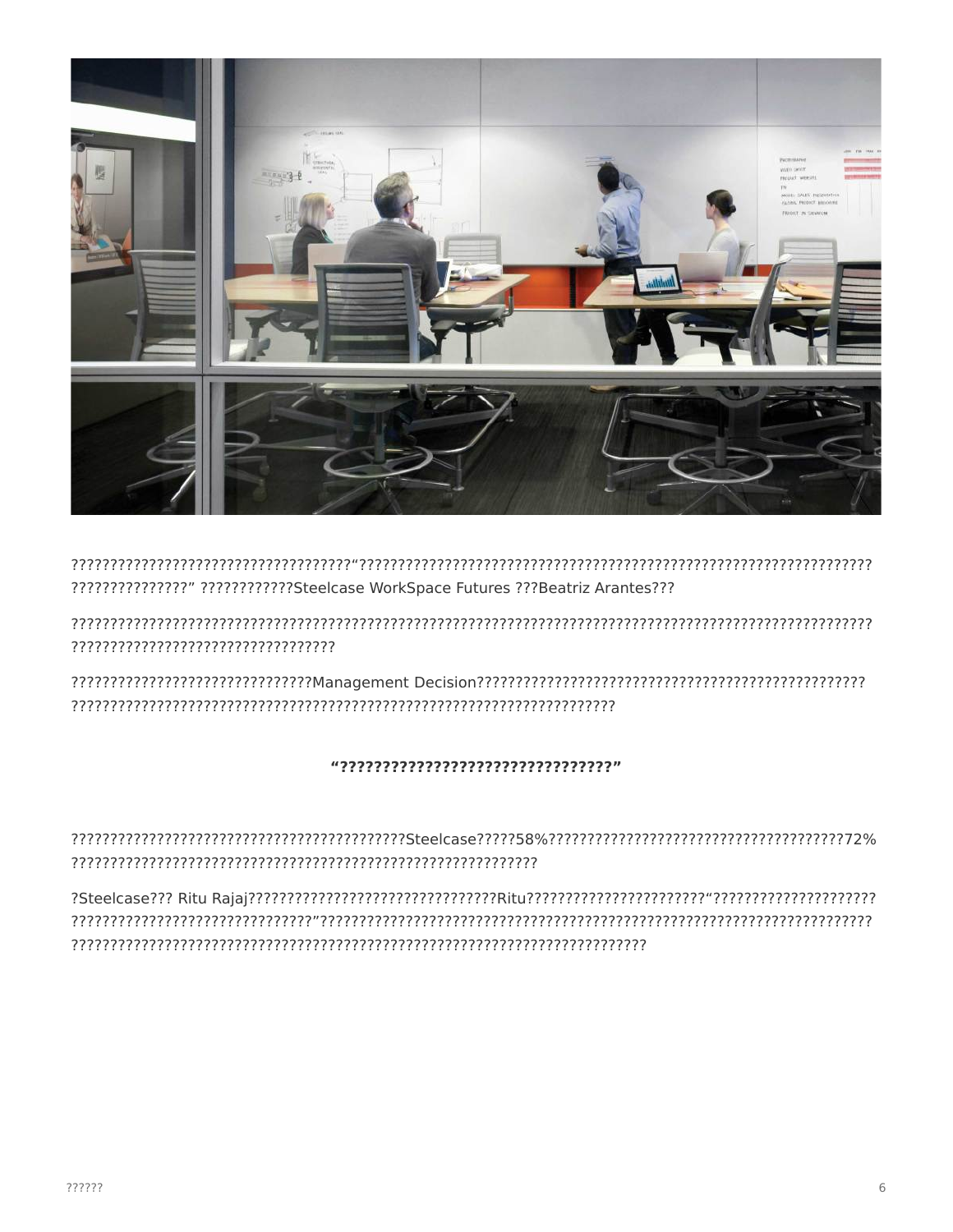????????????????????????????????????“????????????????????????????????????????????????????????????????????????????????” ????????????Steelcase WorkSpace Futures ???Beatriz Arantes???

???????????????????????????????????????????????????????????????????????????????????????????????????????????????????????????????????????

??????????????????????????????Management Decision?????????????????????????????????????????????????????????????????????????????????????????????????????????

**“????????????????????????????????”**

???????????????????????????????????????????Steelcase?????58%???????????????????????????????????????72%?????????????????????????????????????????????????????????????

?Steelcase??? Ritu Rajaj????????????????????????????????Ritu???????????????????????“??????????????????????????????????????????????????????????”????????????????????????????????????????????????????????????????????????????????????????????????????????????????????????????????????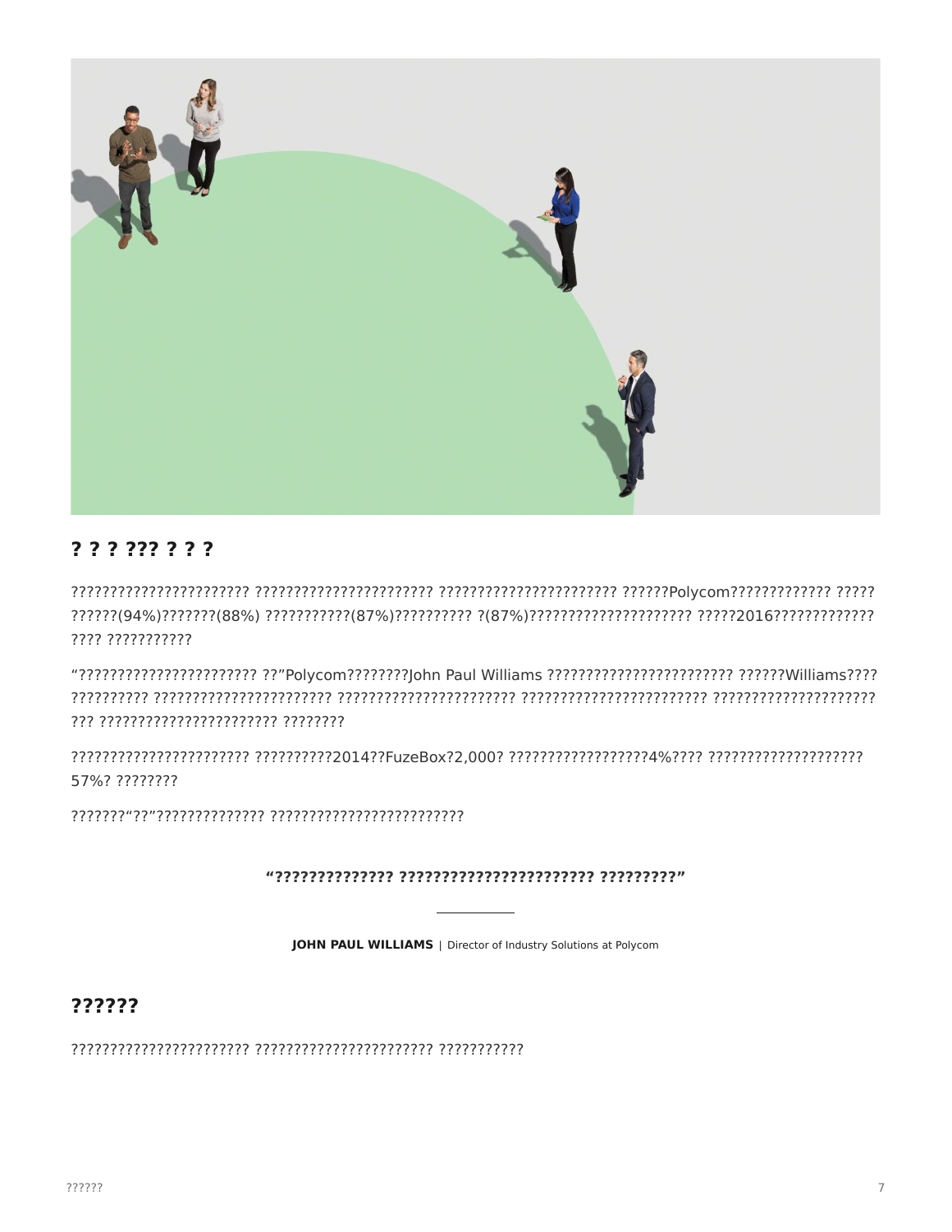## ? ? ? ??? ? ? ?

?????????????????????? ?????????????????????? ?????????????????????? ??????Polycom????????????? ????? ??????(94%)???????(88%) ???????????(87%)?????????? ?(87%)????????????????????? ?????2016????????????? ???? ???????????

"?????????????????????? ??"Polycom????????John Paul Williams ??????????????????????? ??????Williams???? ?????????? ?????????????????????? ?????????????????????? ?????????????????????? ???????????????????? ??? ?????????????????????? ????????

?????????????????????? ??????????2014??FuzeBox?2,000? ??????????????????4%???? ???????????????????? 57%? ????????

???????"??"?????????????? ????????????????????????

**"?????????????? ?????????????????????? ?????????"**

**JOHN PAUL WILLIAMS** | Director of Industry Solutions at Polycom

## ??????

?????????????????????? ?????????????????????? ???????????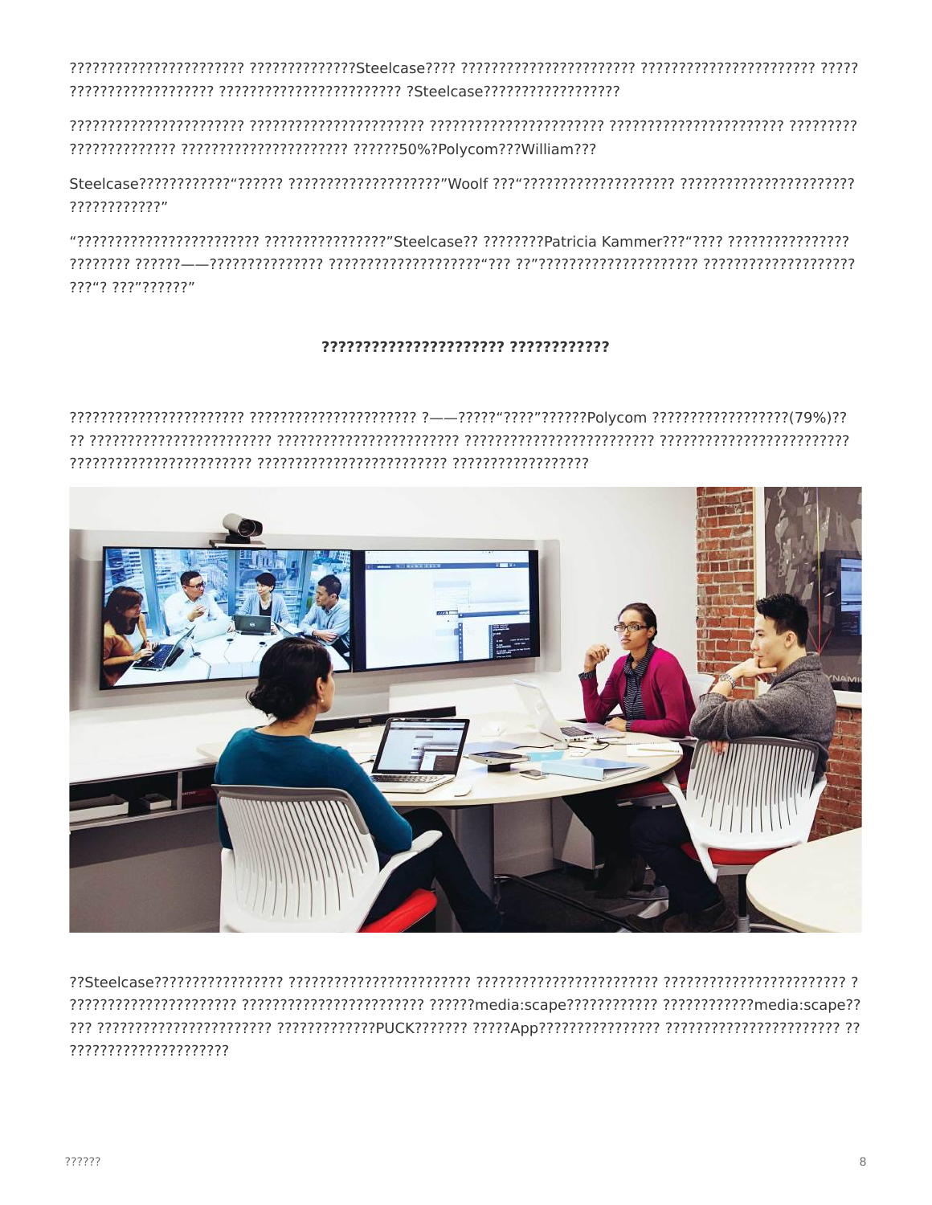?????????????????????? ?????????????Steelcase???? ?????????????????????? ?????????????????????? ????? ??????????????????? ??????????????????????? ?Steelcase??????????????????

?????????????????????? ?????????????????????? ?????????????????????? ?????????????????????? ????????? ?????????????? ????????????????????? ??????50%?Polycom???William???

Steelcase????????????"?????? ????????????????????"Woolf ???"???????????????????? ???????????????????? ????????????"

"?????????????????????? ????????????????"Steelcase?? ????????Patricia Kammer???"???? ???????????????? ???????? ??????——??????????????? ????????????????????"??? ??"????????????????????? ???????????????????? ???"? ???"??????"

**?????????????????????? ????????????**

?????????????????????? ????????????????????? ?——?????"????"??????Polycom ??????????????????(79%)?? ?? ????????????????????????? ???????????????????????? ???????????????????????? ????????????????????????? ???????????????????????? ????????????????????????? ??????????????????

??Steelcase???????????????? ??????????????????????? ??????????????????????? ???????????????????????? ? ??????????????????????? ??????????????????????? ??????media:scape??????????? ????????????media:scape?? ??? ??????????????????????? ?????????????PUCK??????? ?????App???????????????? ??????????????????????? ?? ?????????????????????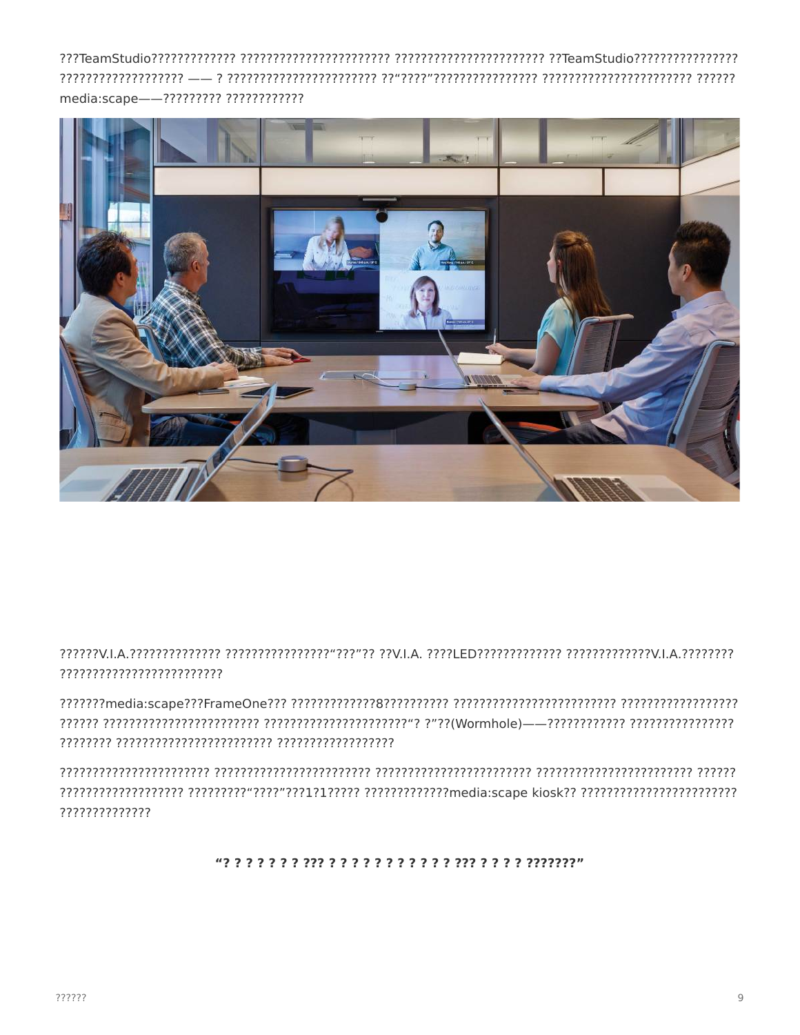???TeamStudio????????????? ??????????????????????? ??????????????????????? ??TeamStudio???????????????? ??????????????????? —— ? ??????????????????????? ??“????”???????????????? ??????????????????????? ?????? media:scape——????????? ????????????

??????V.I.A.?????????????? ????????????????“???”?? ??V.I.A. ????LED????????????? ?????????????V.I.A.???????? ?????????????????????????

???????media:scape???FrameOne??? ?????????????8?????????? ????????????????????????? ?????????????????? ?????? ??????????????????????? ??????????????????????“? ?”??(Wormhole)——???????????? ???????????????? ???????? ??????????????????????? ??????????????????

??????????????????????? ???????????????????????? ??????????????????????? ??????????????????????? ?????? ??????????????????? ?????????“????”???1?1????? ?????????????media:scape kiosk?? ????????????????????????? ??????????????

**“? ? ? ? ? ? ? ??? ? ? ? ? ? ? ? ? ? ? ? ? ??? ? ? ? ? ???????”**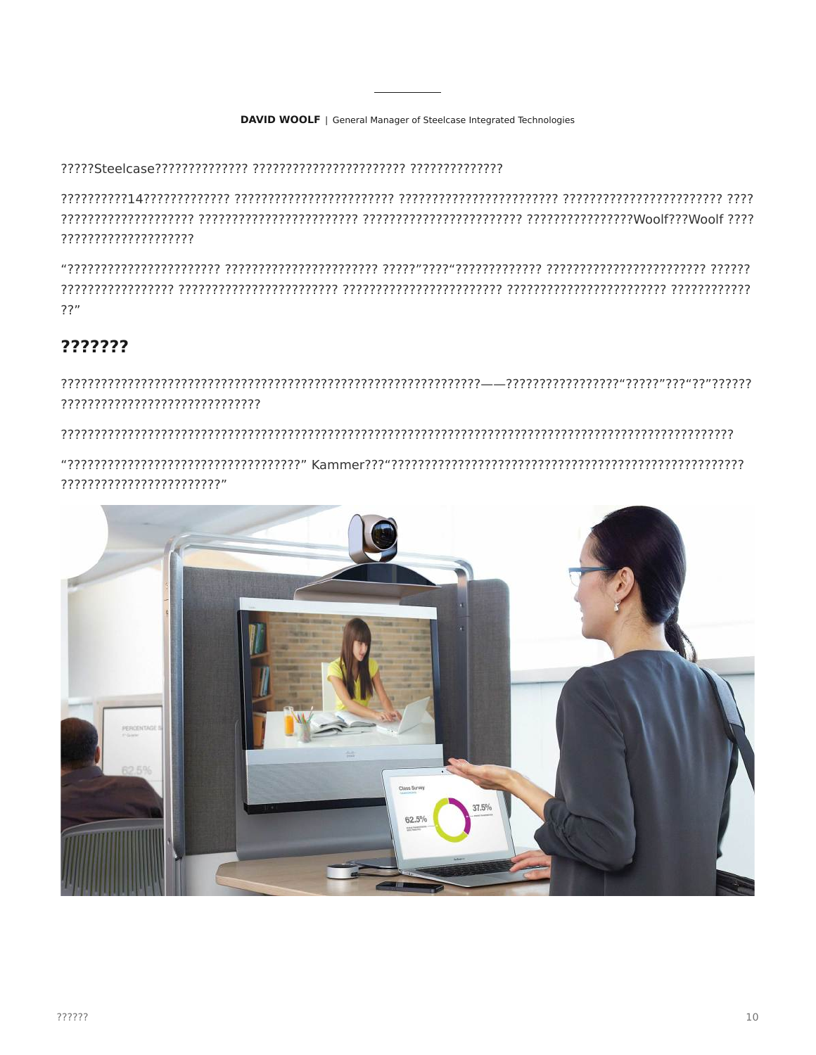**DAVID WOOLF** | General Manager of Steelcase Integrated Technologies

?????Steelcase?????????????? ??????????????????????? ??????????????

??????????14????????????? ???????????????????????? ???????????????????????? ???????????????????????? ???? ???????????????????? ???????????????????????? ???????????????????????? ????????????????Woolf???Woolf ???? ????????????????????

“??????????????????????? ??????????????????????? ?????”????“????????????? ??????????????????????? ?????? ????????????????? ???????????????????????? ??????????????????????? ??????????????????????? ???????????? ??”

## ???????

?????????????????????????????????????????????????????????????——?????????????????“?????”???“??”?????? ??????????????????????????????

??????????????????????????????????????????????????????????????????????????????????????????????????

“???????????????????????????????????” Kammer???“???????????????????????????????????????????????????? ????????????????????????”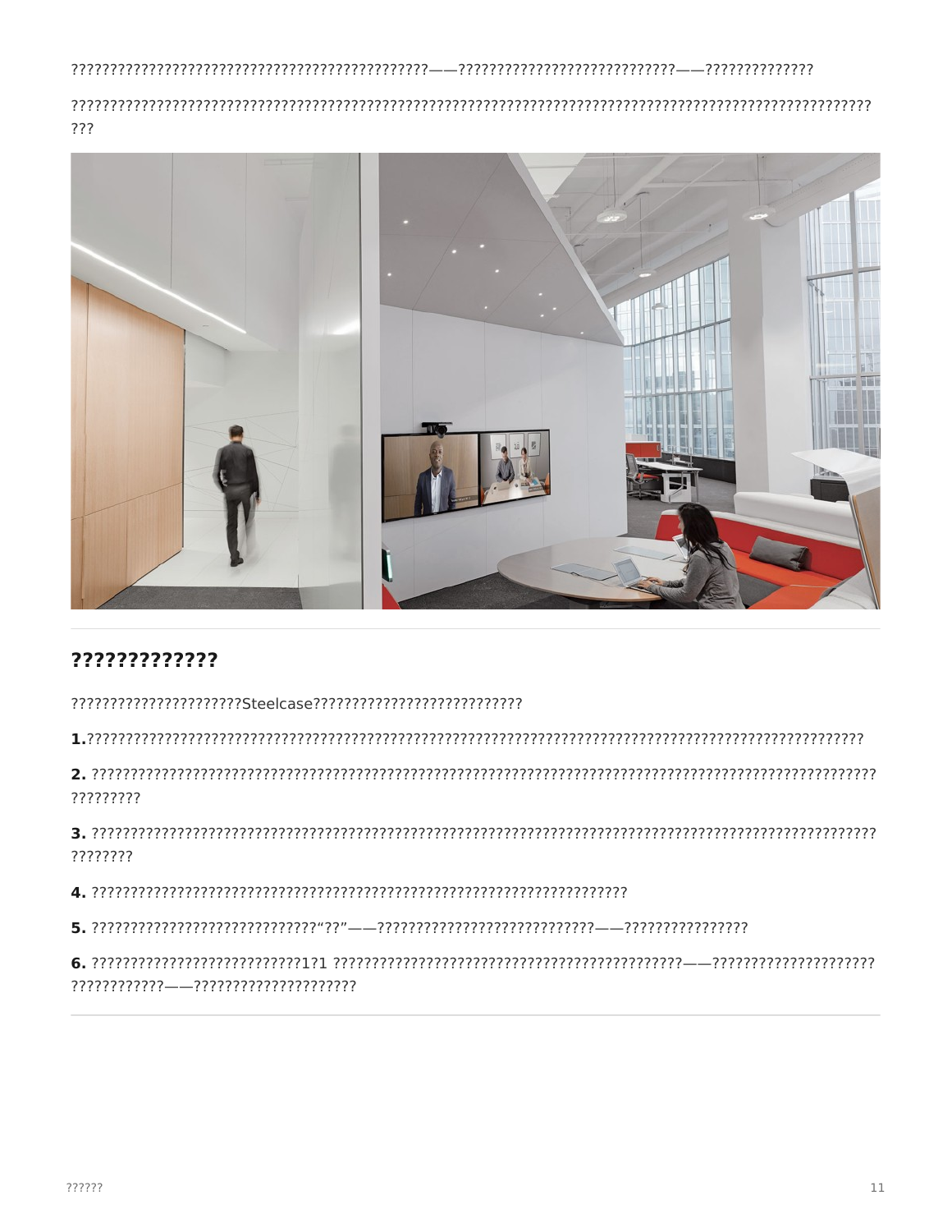??????????????????????????????????????????????——?????????????????????????????——??????????????

?????????????????????????????????????????????????????????????????????????????????????????????????????????????
???

## ?????????????

???????????????????????Steelcase????????????????????????????

**1.**??????????????????????????????????????????????????????????????????????????????????????????????????????????

**2.** ?????????????????????????????????????????????????????????????????????????????????????????????????????????
?????????

**3.** ?????????????????????????????????????????????????????????????????????????????????????????????????????????
????????

**4.** ????????????????????????????????????????????????????????????????????????

**5.** ??????????????????????????????"??"——?????????????????????????????——????????????????

**6.** ????????????????????????????1?1 ????????????????????????????????????????????????——??????????????????????
????????????——????????????????????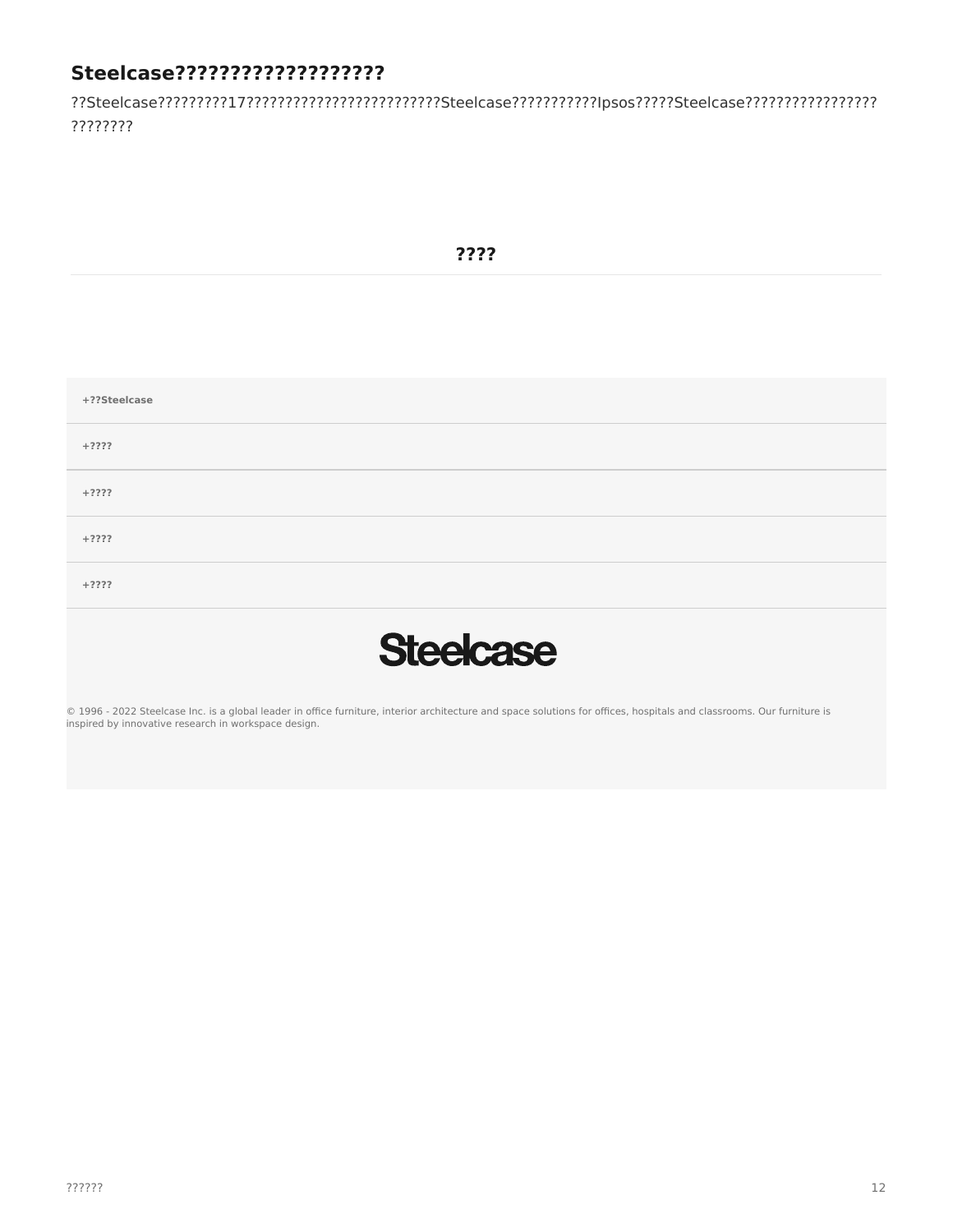## Steelcase???????????????????

??Steelcase?????????17?????????????????????????Steelcase???????????Ipsos?????Steelcase?????????????????????????

**????**

+??Steelcase

+????

+????

+????

+????

Steelcase

© 1996 - 2022 Steelcase Inc. is a global leader in office furniture, interior architecture and space solutions for offices, hospitals and classrooms. Our furniture is inspired by innovative research in workspace design.